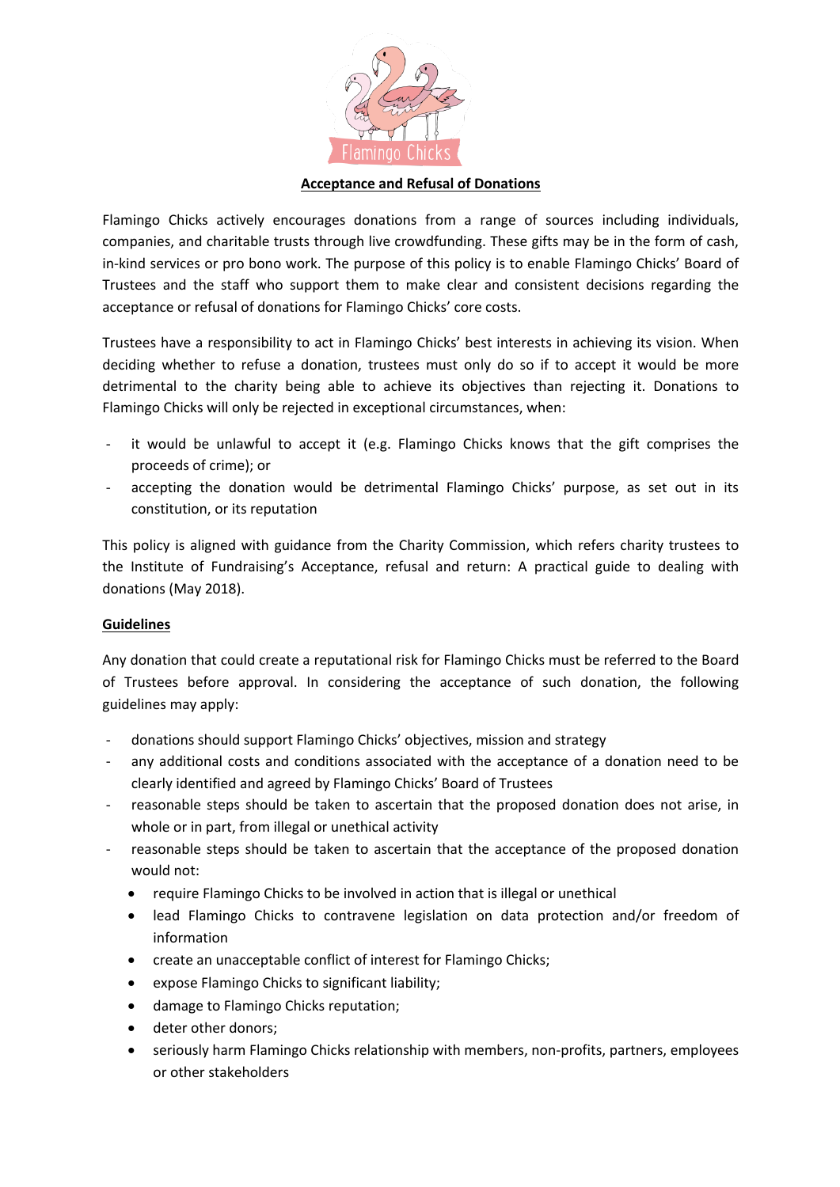## Acceptance and Refusal of Donations

Flamingo Chicks actively encourages donations from a range of sources including individuals, companies, and charitable trusts through live crowdfunding. These gifts may be in the form of cash, in-kind services or pro bono work. The purpose of this policy is to enable Flamingo Chicks' Board of Trustees and the staff who support them to make clear and consistent decisions regarding the acceptance or refusal of donations for Flamingo Chicks' core costs.

Trustees have a responsibility to act in Flamingo Chicks' best interests in achieving its vision. When deciding whether to refuse a donation, trustees must only do so if to accept it would be more detrimental to the charity being able to achieve its objectives than rejecting it. Donations to Flamingo Chicks will only be rejected in exceptional circumstances, when:

- it would be unlawful to accept it (e.g. Flamingo Chicks knows that the gift comprises the proceeds of crime); or
- accepting the donation would be detrimental Flamingo Chicks' purpose, as set out in its constitution, or its reputation

This policy is aligned with guidance from the Charity Commission, which refers charity trustees to the Institute of Fundraising's Acceptance, refusal and return: A practical guide to dealing with donations (May 2018).

### Guidelines

Any donation that could create a reputational risk for Flamingo Chicks must be referred to the Board of Trustees before approval. In considering the acceptance of such donation, the following guidelines may apply:

- donations should support Flamingo Chicks' objectives, mission and strategy
- any additional costs and conditions associated with the acceptance of a donation need to be clearly identified and agreed by Flamingo Chicks' Board of Trustees
- reasonable steps should be taken to ascertain that the proposed donation does not arise, in whole or in part, from illegal or unethical activity
- reasonable steps should be taken to ascertain that the acceptance of the proposed donation would not:
  - require Flamingo Chicks to be involved in action that is illegal or unethical
  - lead Flamingo Chicks to contravene legislation on data protection and/or freedom of information
  - create an unacceptable conflict of interest for Flamingo Chicks;
  - expose Flamingo Chicks to significant liability;
  - damage to Flamingo Chicks reputation;
  - deter other donors;
  - seriously harm Flamingo Chicks relationship with members, non-profits, partners, employees or other stakeholders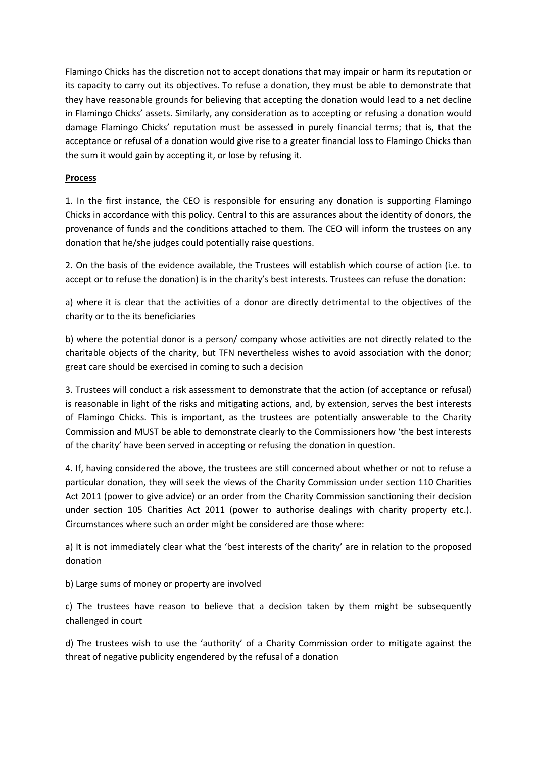Flamingo Chicks has the discretion not to accept donations that may impair or harm its reputation or its capacity to carry out its objectives. To refuse a donation, they must be able to demonstrate that they have reasonable grounds for believing that accepting the donation would lead to a net decline in Flamingo Chicks' assets. Similarly, any consideration as to accepting or refusing a donation would damage Flamingo Chicks' reputation must be assessed in purely financial terms; that is, that the acceptance or refusal of a donation would give rise to a greater financial loss to Flamingo Chicks than the sum it would gain by accepting it, or lose by refusing it.

**Process**

1. In the first instance, the CEO is responsible for ensuring any donation is supporting Flamingo Chicks in accordance with this policy. Central to this are assurances about the identity of donors, the provenance of funds and the conditions attached to them. The CEO will inform the trustees on any donation that he/she judges could potentially raise questions.

2. On the basis of the evidence available, the Trustees will establish which course of action (i.e. to accept or to refuse the donation) is in the charity's best interests. Trustees can refuse the donation:

a) where it is clear that the activities of a donor are directly detrimental to the objectives of the charity or to the its beneficiaries

b) where the potential donor is a person/ company whose activities are not directly related to the charitable objects of the charity, but TFN nevertheless wishes to avoid association with the donor; great care should be exercised in coming to such a decision

3. Trustees will conduct a risk assessment to demonstrate that the action (of acceptance or refusal) is reasonable in light of the risks and mitigating actions, and, by extension, serves the best interests of Flamingo Chicks. This is important, as the trustees are potentially answerable to the Charity Commission and MUST be able to demonstrate clearly to the Commissioners how 'the best interests of the charity' have been served in accepting or refusing the donation in question.

4. If, having considered the above, the trustees are still concerned about whether or not to refuse a particular donation, they will seek the views of the Charity Commission under section 110 Charities Act 2011 (power to give advice) or an order from the Charity Commission sanctioning their decision under section 105 Charities Act 2011 (power to authorise dealings with charity property etc.). Circumstances where such an order might be considered are those where:

a) It is not immediately clear what the 'best interests of the charity' are in relation to the proposed donation

b) Large sums of money or property are involved

c) The trustees have reason to believe that a decision taken by them might be subsequently challenged in court

d) The trustees wish to use the 'authority' of a Charity Commission order to mitigate against the threat of negative publicity engendered by the refusal of a donation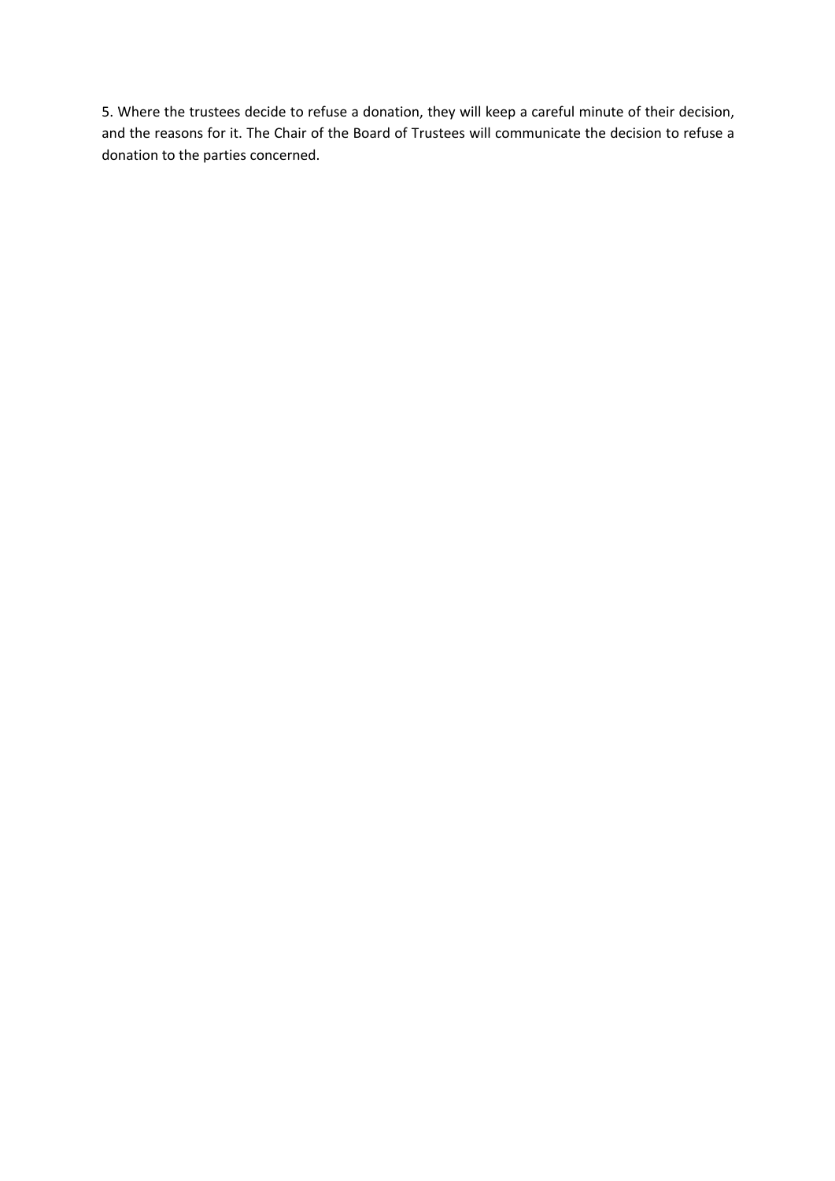5. Where the trustees decide to refuse a donation, they will keep a careful minute of their decision, and the reasons for it. The Chair of the Board of Trustees will communicate the decision to refuse a donation to the parties concerned.